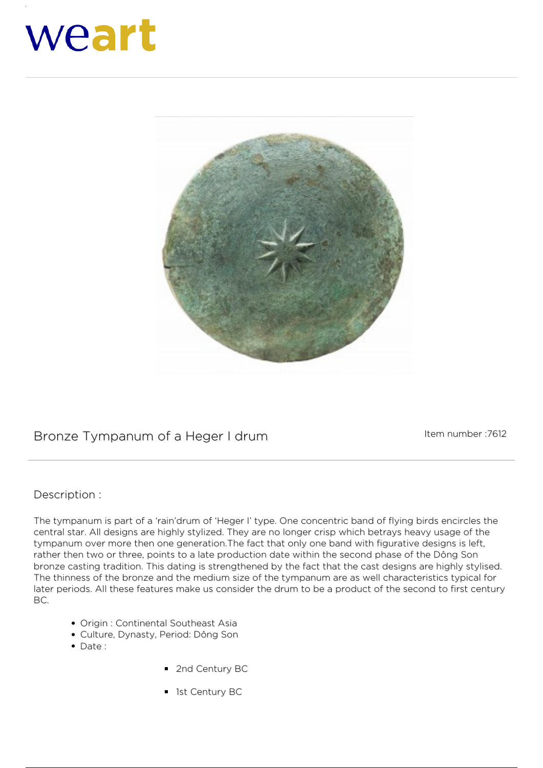weart

## Bronze Tympanum of a Heger I drum

Item number :7612

### Description :

The tympanum is part of a 'rain'drum of 'Heger I' type. One concentric band of flying birds encircles the central star. All designs are highly stylized. They are no longer crisp which betrays heavy usage of the tympanum over more then one generation.The fact that only one band with figurative designs is left, rather then two or three, points to a late production date within the second phase of the Dông Son bronze casting tradition. This dating is strengthened by the fact that the cast designs are highly stylised. The thinness of the bronze and the medium size of the tympanum are as well characteristics typical for later periods. All these features make us consider the drum to be a product of the second to first century BC.

- Origin : Continental Southeast Asia
- Culture, Dynasty, Period: Dông Son
- Date :
  - 2nd Century BC
  - 1st Century BC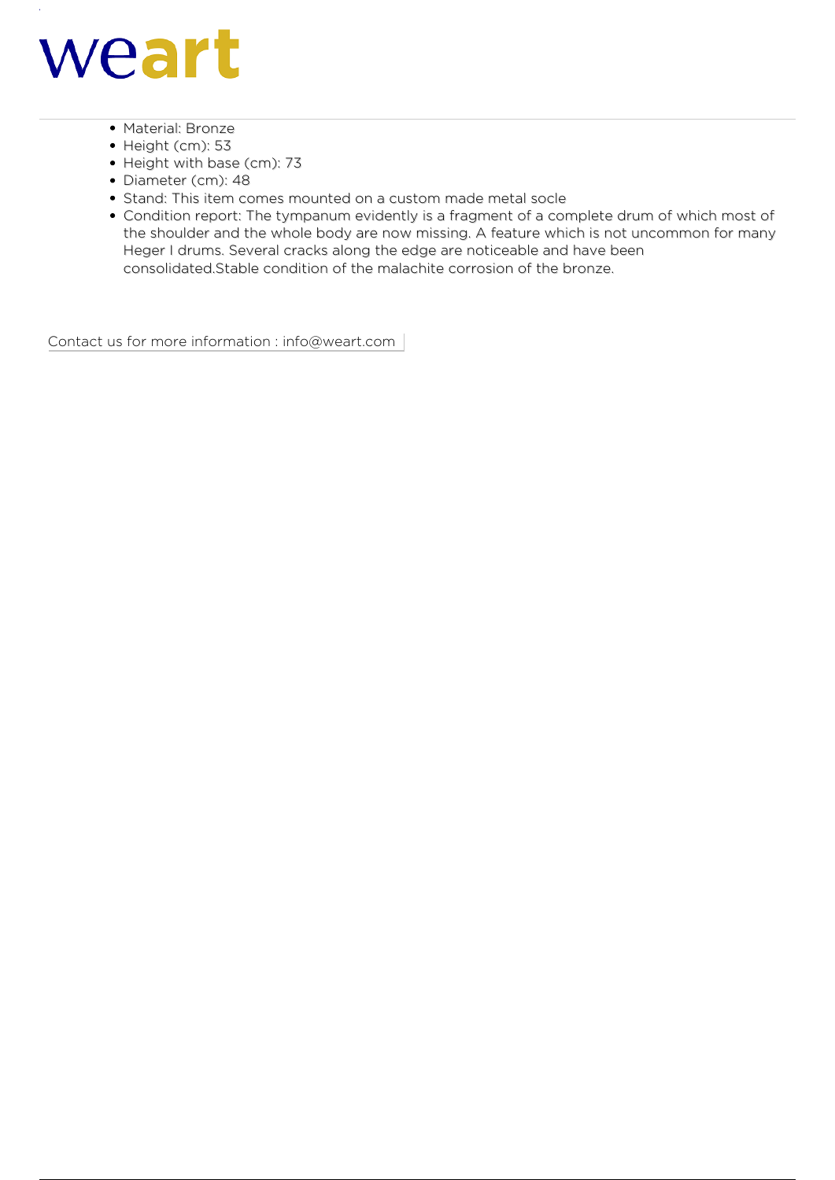- Material: Bronze
- Height (cm): 53
- Height with base (cm): 73
- Diameter (cm): 48
- Stand: This item comes mounted on a custom made metal socle
- Condition report: The tympanum evidently is a fragment of a complete drum of which most of the shoulder and the whole body are now missing. A feature which is not uncommon for many Heger I drums. Several cracks along the edge are noticeable and have been consolidated.Stable condition of the malachite corrosion of the bronze.

Contact us for more information : info@weart.com